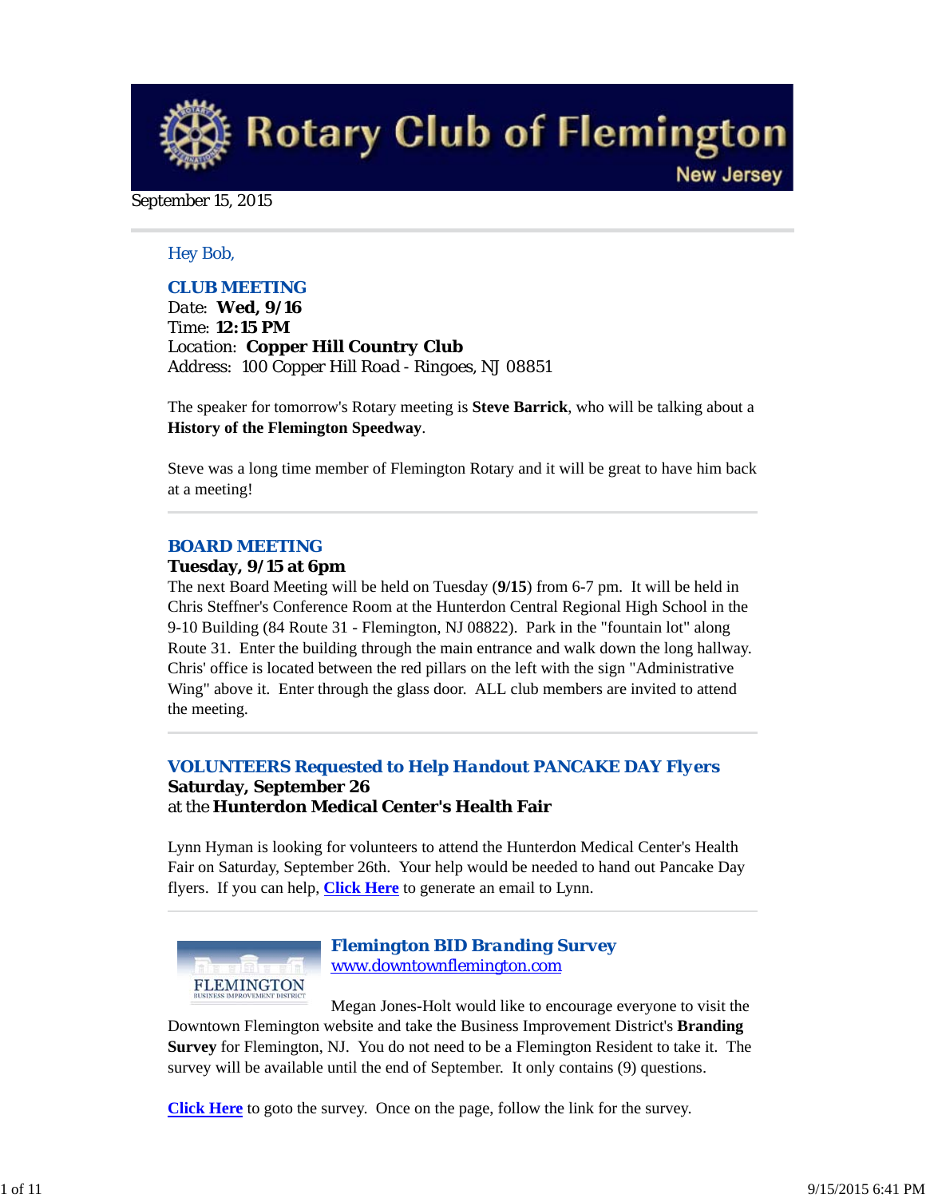# Rotary Club of Flemington

New Jersey

September 15, 2015

Hey Bob,

## CLUB MEETING

Date: **Wed, 9/16**
Time: **12:15 PM**
Location: **Copper Hill Country Club**
Address: 100 Copper Hill Road - Ringoes, NJ 08851

The speaker for tomorrow's Rotary meeting is **Steve Barrick**, who will be talking about a **History of the Flemington Speedway**.

Steve was a long time member of Flemington Rotary and it will be great to have him back at a meeting!

## BOARD MEETING

**Tuesday, 9/15 at 6pm**

The next Board Meeting will be held on Tuesday (**9/15**) from 6-7 pm. It will be held in Chris Steffner's Conference Room at the Hunterdon Central Regional High School in the 9-10 Building (84 Route 31 - Flemington, NJ 08822). Park in the "fountain lot" along Route 31. Enter the building through the main entrance and walk down the long hallway. Chris' office is located between the red pillars on the left with the sign "Administrative Wing" above it. Enter through the glass door. ALL club members are invited to attend the meeting.

## VOLUNTEERS Requested to Help Handout PANCAKE DAY Flyers

**Saturday, September 26**
at the **Hunterdon Medical Center's Health Fair**

Lynn Hyman is looking for volunteers to attend the Hunterdon Medical Center's Health Fair on Saturday, September 26th. Your help would be needed to hand out Pancake Day flyers. If you can help, **Click Here** to generate an email to Lynn.

## Flemington BID Branding Survey

www.downtownflemington.com

Megan Jones-Holt would like to encourage everyone to visit the Downtown Flemington website and take the Business Improvement District's **Branding Survey** for Flemington, NJ. You do not need to be a Flemington Resident to take it. The survey will be available until the end of September. It only contains (9) questions.

**Click Here** to goto the survey. Once on the page, follow the link for the survey.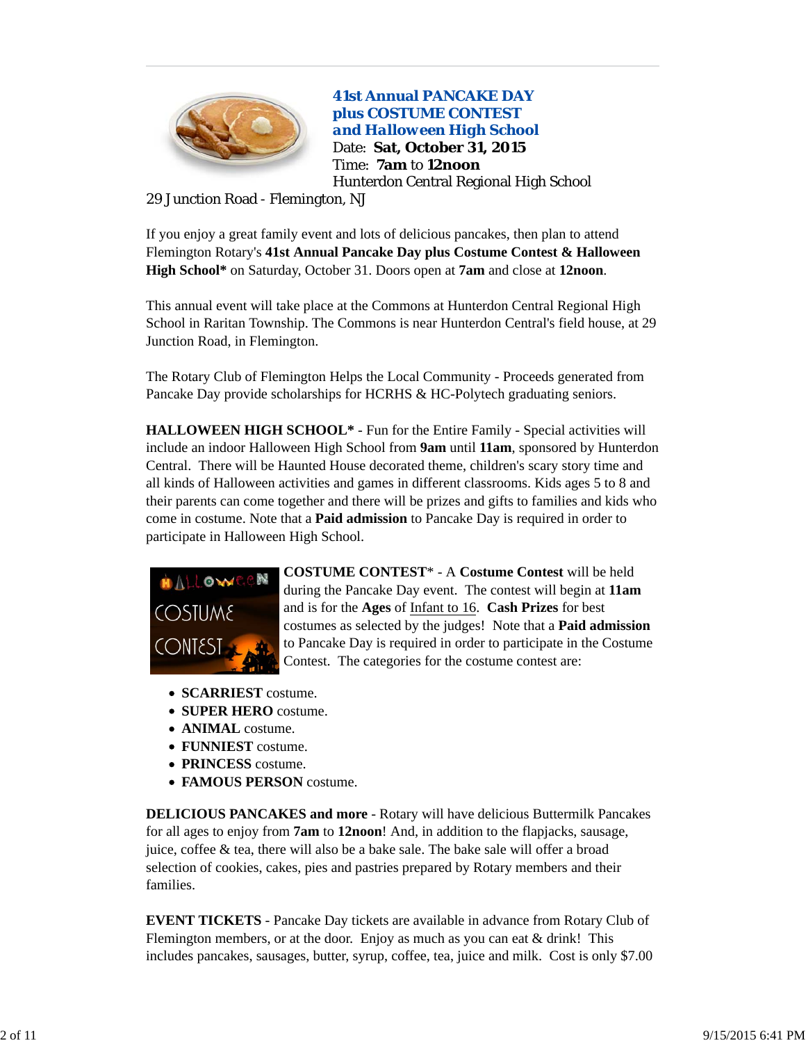## 41st Annual PANCAKE DAY plus COSTUME CONTEST and Halloween High School

Date: **Sat, October 31, 2015**
Time: **7am** to **12noon**
Hunterdon Central Regional High School
29 Junction Road - Flemington, NJ

If you enjoy a great family event and lots of delicious pancakes, then plan to attend Flemington Rotary's **41st Annual Pancake Day plus Costume Contest & Halloween High School*** on Saturday, October 31. Doors open at **7am** and close at **12noon**.

This annual event will take place at the Commons at Hunterdon Central Regional High School in Raritan Township. The Commons is near Hunterdon Central's field house, at 29 Junction Road, in Flemington.

The Rotary Club of Flemington Helps the Local Community - Proceeds generated from Pancake Day provide scholarships for HCRHS & HC-Polytech graduating seniors.

**HALLOWEEN HIGH SCHOOL*** - Fun for the Entire Family - Special activities will include an indoor Halloween High School from **9am** until **11am**, sponsored by Hunterdon Central. There will be Haunted House decorated theme, children's scary story time and all kinds of Halloween activities and games in different classrooms. Kids ages 5 to 8 and their parents can come together and there will be prizes and gifts to families and kids who come in costume. Note that a **Paid admission** to Pancake Day is required in order to participate in Halloween High School.

**COSTUME CONTEST*** - A **Costume Contest** will be held during the Pancake Day event. The contest will begin at **11am** and is for the **Ages** of Infant to 16. **Cash Prizes** for best costumes as selected by the judges! Note that a **Paid admission** to Pancake Day is required in order to participate in the Costume Contest. The categories for the costume contest are:

- **SCARRIEST** costume.
- **SUPER HERO** costume.
- **ANIMAL** costume.
- **FUNNIEST** costume.
- **PRINCESS** costume.
- **FAMOUS PERSON** costume.

**DELICIOUS PANCAKES and more** - Rotary will have delicious Buttermilk Pancakes for all ages to enjoy from **7am** to **12noon**! And, in addition to the flapjacks, sausage, juice, coffee & tea, there will also be a bake sale. The bake sale will offer a broad selection of cookies, cakes, pies and pastries prepared by Rotary members and their families.

**EVENT TICKETS** - Pancake Day tickets are available in advance from Rotary Club of Flemington members, or at the door. Enjoy as much as you can eat & drink! This includes pancakes, sausages, butter, syrup, coffee, tea, juice and milk. Cost is only $7.00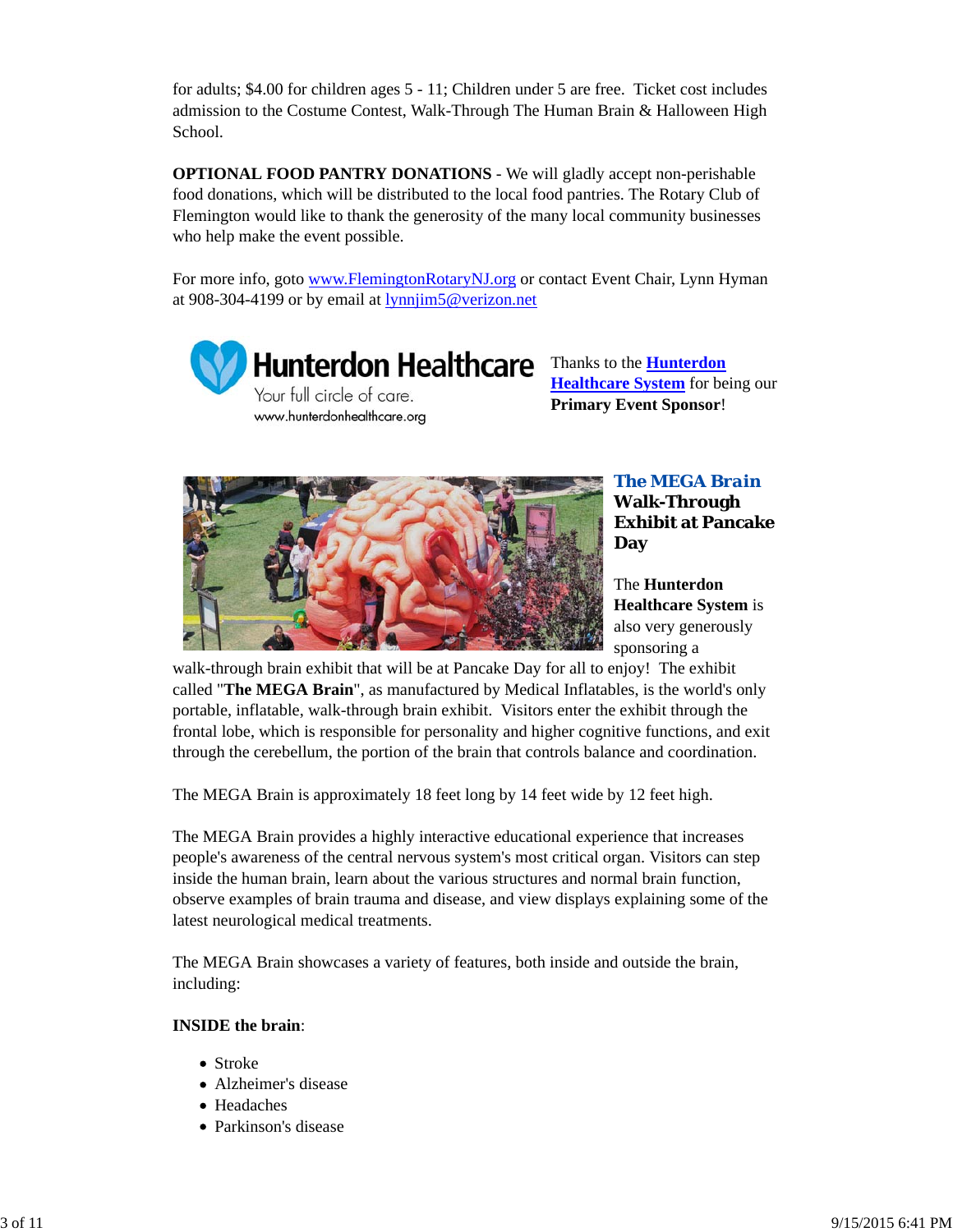for adults; $4.00 for children ages 5 - 11; Children under 5 are free. Ticket cost includes admission to the Costume Contest, Walk-Through The Human Brain & Halloween High School.

**OPTIONAL FOOD PANTRY DONATIONS** - We will gladly accept non-perishable food donations, which will be distributed to the local food pantries. The Rotary Club of Flemington would like to thank the generosity of the many local community businesses who help make the event possible.

For more info, goto www.FlemingtonRotaryNJ.org or contact Event Chair, Lynn Hyman at 908-304-4199 or by email at lynnjim5@verizon.net

Hunterdon Healthcare
Your full circle of care.
www.hunterdonhealthcare.org

Thanks to the **Hunterdon Healthcare System** for being our **Primary Event Sponsor**!

### The MEGA Brain Walk-Through Exhibit at Pancake Day

The **Hunterdon Healthcare System** is also very generously sponsoring a walk-through brain exhibit that will be at Pancake Day for all to enjoy! The exhibit called "**The MEGA Brain**", as manufactured by Medical Inflatables, is the world's only portable, inflatable, walk-through brain exhibit. Visitors enter the exhibit through the frontal lobe, which is responsible for personality and higher cognitive functions, and exit through the cerebellum, the portion of the brain that controls balance and coordination.

The MEGA Brain is approximately 18 feet long by 14 feet wide by 12 feet high.

The MEGA Brain provides a highly interactive educational experience that increases people's awareness of the central nervous system's most critical organ. Visitors can step inside the human brain, learn about the various structures and normal brain function, observe examples of brain trauma and disease, and view displays explaining some of the latest neurological medical treatments.

The MEGA Brain showcases a variety of features, both inside and outside the brain, including:

**INSIDE the brain**:

- Stroke
- Alzheimer's disease
- Headaches
- Parkinson's disease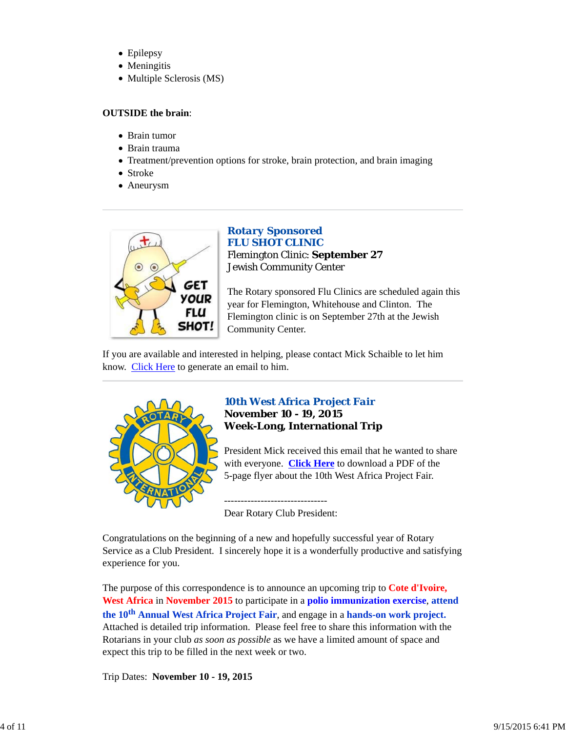- Epilepsy
- Meningitis
- Multiple Sclerosis (MS)

**OUTSIDE the brain**:

- Brain tumor
- Brain trauma
- Treatment/prevention options for stroke, brain protection, and brain imaging
- Stroke
- Aneurysm

---

### Rotary Sponsored
### FLU SHOT CLINIC

Flemington Clinic: **September 27**
Jewish Community Center

The Rotary sponsored Flu Clinics are scheduled again this year for Flemington, Whitehouse and Clinton. The Flemington clinic is on September 27th at the Jewish Community Center.

If you are available and interested in helping, please contact Mick Schaible to let him know. Click Here to generate an email to him.

---

### 10th West Africa Project Fair

**November 10 - 19, 2015**
**Week-Long, International Trip**

President Mick received this email that he wanted to share with everyone. **Click Here** to download a PDF of the 5-page flyer about the 10th West Africa Project Fair.

-------------------------------

Dear Rotary Club President:

Congratulations on the beginning of a new and hopefully successful year of Rotary Service as a Club President. I sincerely hope it is a wonderfully productive and satisfying experience for you.

The purpose of this correspondence is to announce an upcoming trip to **Cote d'Ivoire, West Africa** in **November 2015** to participate in a **polio immunization exercise**, **attend the 10th Annual West Africa Project Fair**, and engage in a **hands-on work project.** Attached is detailed trip information. Please feel free to share this information with the Rotarians in your club *as soon as possible* as we have a limited amount of space and expect this trip to be filled in the next week or two.

Trip Dates: **November 10 - 19, 2015**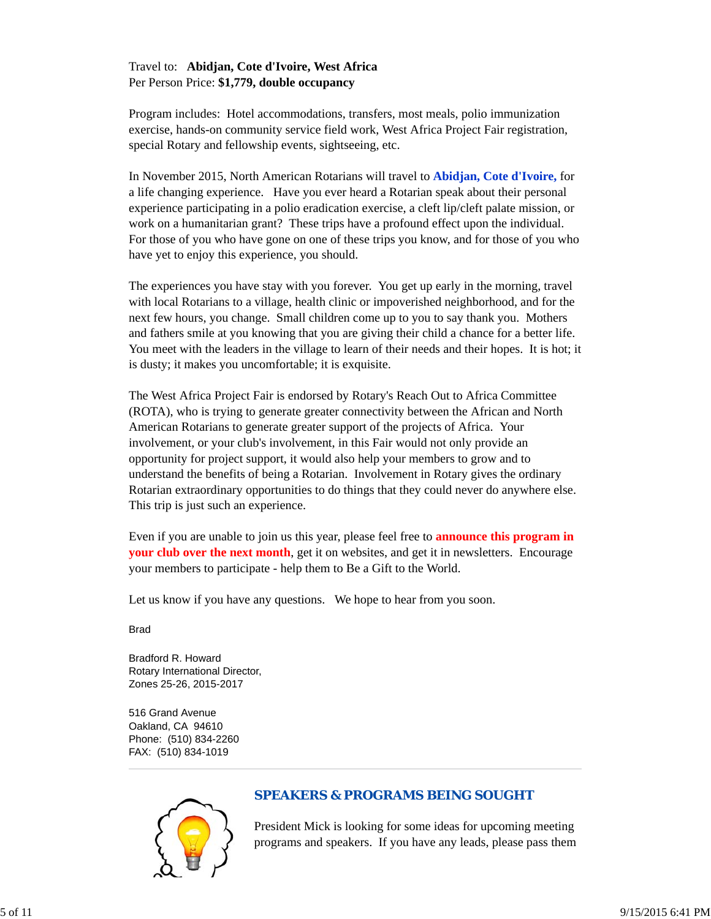Travel to: **Abidjan, Cote d'Ivoire, West Africa**
Per Person Price: **$1,779, double occupancy**

Program includes: Hotel accommodations, transfers, most meals, polio immunization exercise, hands-on community service field work, West Africa Project Fair registration, special Rotary and fellowship events, sightseeing, etc.

In November 2015, North American Rotarians will travel to **Abidjan, Cote d'Ivoire,** for a life changing experience. Have you ever heard a Rotarian speak about their personal experience participating in a polio eradication exercise, a cleft lip/cleft palate mission, or work on a humanitarian grant? These trips have a profound effect upon the individual. For those of you who have gone on one of these trips you know, and for those of you who have yet to enjoy this experience, you should.

The experiences you have stay with you forever. You get up early in the morning, travel with local Rotarians to a village, health clinic or impoverished neighborhood, and for the next few hours, you change. Small children come up to you to say thank you. Mothers and fathers smile at you knowing that you are giving their child a chance for a better life. You meet with the leaders in the village to learn of their needs and their hopes. It is hot; it is dusty; it makes you uncomfortable; it is exquisite.

The West Africa Project Fair is endorsed by Rotary's Reach Out to Africa Committee (ROTA), who is trying to generate greater connectivity between the African and North American Rotarians to generate greater support of the projects of Africa. Your involvement, or your club's involvement, in this Fair would not only provide an opportunity for project support, it would also help your members to grow and to understand the benefits of being a Rotarian. Involvement in Rotary gives the ordinary Rotarian extraordinary opportunities to do things that they could never do anywhere else. This trip is just such an experience.

Even if you are unable to join us this year, please feel free to **announce this program in your club over the next month**, get it on websites, and get it in newsletters. Encourage your members to participate - help them to Be a Gift to the World.

Let us know if you have any questions. We hope to hear from you soon.

Brad

Bradford R. Howard
Rotary International Director,
Zones 25-26, 2015-2017

516 Grand Avenue
Oakland, CA 94610
Phone: (510) 834-2260
FAX: (510) 834-1019

---

## SPEAKERS & PROGRAMS BEING SOUGHT

President Mick is looking for some ideas for upcoming meeting programs and speakers. If you have any leads, please pass them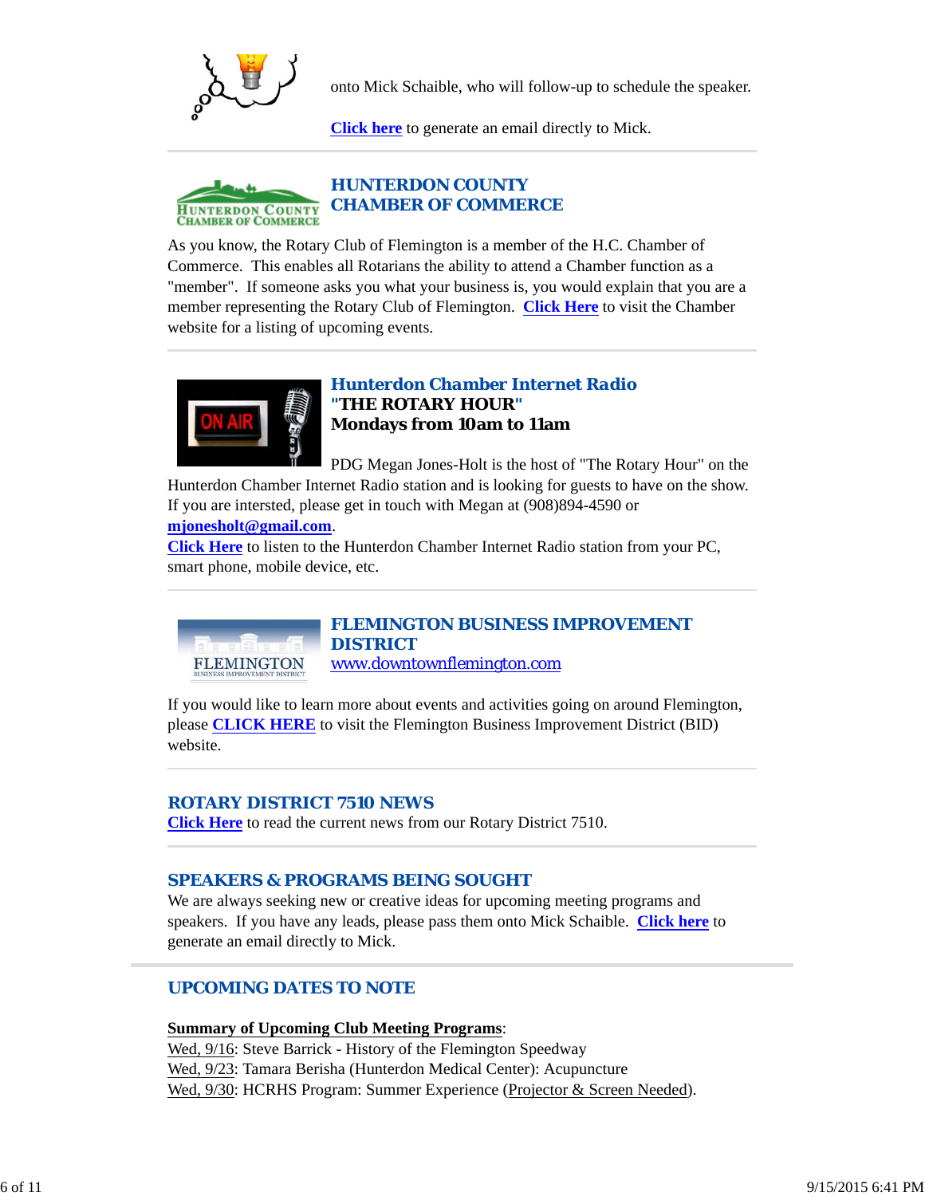onto Mick Schaible, who will follow-up to schedule the speaker.

**Click here** to generate an email directly to Mick.

## HUNTERDON COUNTY CHAMBER OF COMMERCE

As you know, the Rotary Club of Flemington is a member of the H.C. Chamber of Commerce. This enables all Rotarians the ability to attend a Chamber function as a "member". If someone asks you what your business is, you would explain that you are a member representing the Rotary Club of Flemington. **Click Here** to visit the Chamber website for a listing of upcoming events.

## Hunterdon Chamber Internet Radio
**"THE ROTARY HOUR"**
**Mondays from 10am to 11am**

PDG Megan Jones-Holt is the host of "The Rotary Hour" on the Hunterdon Chamber Internet Radio station and is looking for guests to have on the show. If you are intersted, please get in touch with Megan at (908)894-4590 or **mjonesholt@gmail.com**.

**Click Here** to listen to the Hunterdon Chamber Internet Radio station from your PC, smart phone, mobile device, etc.

## FLEMINGTON BUSINESS IMPROVEMENT DISTRICT

www.downtownflemington.com

If you would like to learn more about events and activities going on around Flemington, please **CLICK HERE** to visit the Flemington Business Improvement District (BID) website.

## ROTARY DISTRICT 7510 NEWS

**Click Here** to read the current news from our Rotary District 7510.

## SPEAKERS & PROGRAMS BEING SOUGHT

We are always seeking new or creative ideas for upcoming meeting programs and speakers. If you have any leads, please pass them onto Mick Schaible. **Click here** to generate an email directly to Mick.

## UPCOMING DATES TO NOTE

**Summary of Upcoming Club Meeting Programs**:

Wed, 9/16: Steve Barrick - History of the Flemington Speedway
Wed, 9/23: Tamara Berisha (Hunterdon Medical Center): Acupuncture
Wed, 9/30: HCRHS Program: Summer Experience (Projector & Screen Needed).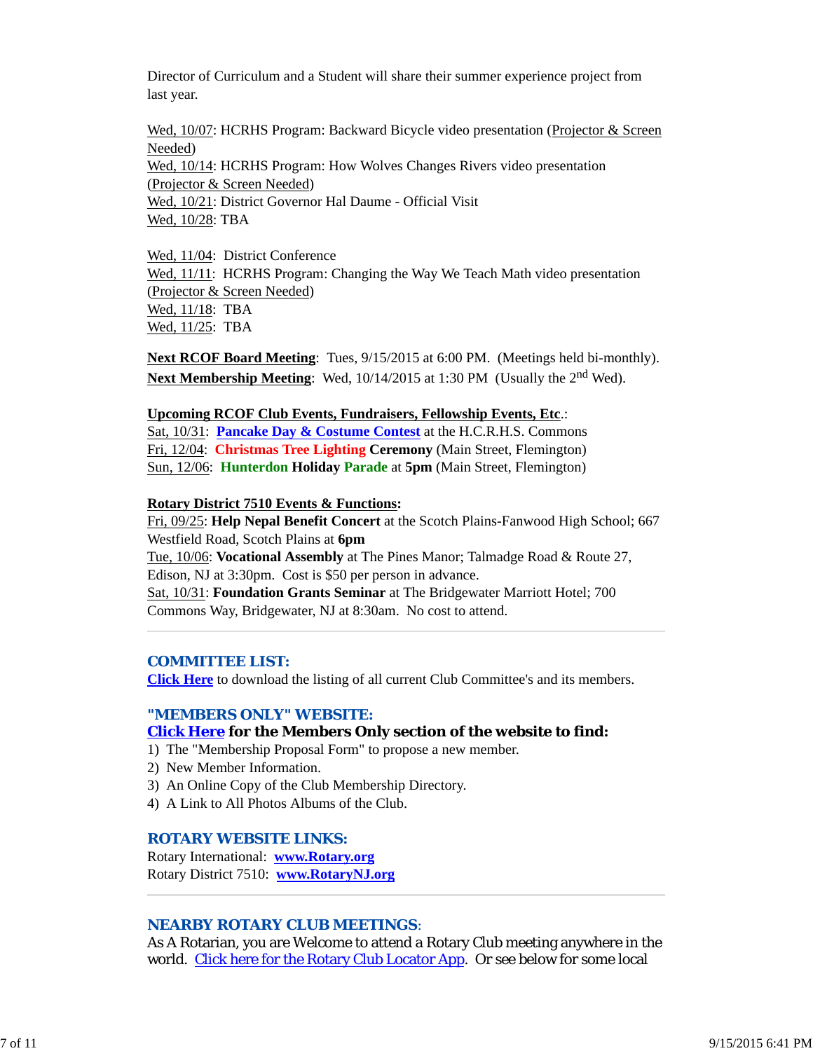Director of Curriculum and a Student will share their summer experience project from last year.

Wed, 10/07: HCRHS Program: Backward Bicycle video presentation (Projector & Screen Needed)
Wed, 10/14: HCRHS Program: How Wolves Changes Rivers video presentation (Projector & Screen Needed)
Wed, 10/21: District Governor Hal Daume - Official Visit
Wed, 10/28: TBA

Wed, 11/04: District Conference
Wed, 11/11: HCRHS Program: Changing the Way We Teach Math video presentation (Projector & Screen Needed)
Wed, 11/18: TBA
Wed, 11/25: TBA

**Next RCOF Board Meeting**: Tues, 9/15/2015 at 6:00 PM. (Meetings held bi-monthly).
**Next Membership Meeting**: Wed, 10/14/2015 at 1:30 PM (Usually the 2nd Wed).

**Upcoming RCOF Club Events, Fundraisers, Fellowship Events, Etc.**:
Sat, 10/31: **Pancake Day & Costume Contest** at the H.C.R.H.S. Commons
Fri, 12/04: **Christmas Tree Lighting Ceremony** (Main Street, Flemington)
Sun, 12/06: **Hunterdon Holiday Parade** at **5pm** (Main Street, Flemington)

**Rotary District 7510 Events & Functions:**
Fri, 09/25: **Help Nepal Benefit Concert** at the Scotch Plains-Fanwood High School; 667 Westfield Road, Scotch Plains at **6pm**
Tue, 10/06: **Vocational Assembly** at The Pines Manor; Talmadge Road & Route 27, Edison, NJ at 3:30pm. Cost is $50 per person in advance.
Sat, 10/31: **Foundation Grants Seminar** at The Bridgewater Marriott Hotel; 700 Commons Way, Bridgewater, NJ at 8:30am. No cost to attend.

---

## COMMITTEE LIST:

**Click Here** to download the listing of all current Club Committee's and its members.

## "MEMBERS ONLY" WEBSITE:

**Click Here for the Members Only section of the website to find:**

1) The "Membership Proposal Form" to propose a new member.
2) New Member Information.
3) An Online Copy of the Club Membership Directory.
4) A Link to All Photos Albums of the Club.

## ROTARY WEBSITE LINKS:

Rotary International: **www.Rotary.org**
Rotary District 7510: **www.RotaryNJ.org**

---

## NEARBY ROTARY CLUB MEETINGS:

As A Rotarian, you are Welcome to attend a Rotary Club meeting anywhere in the world. Click here for the Rotary Club Locator App. Or see below for some local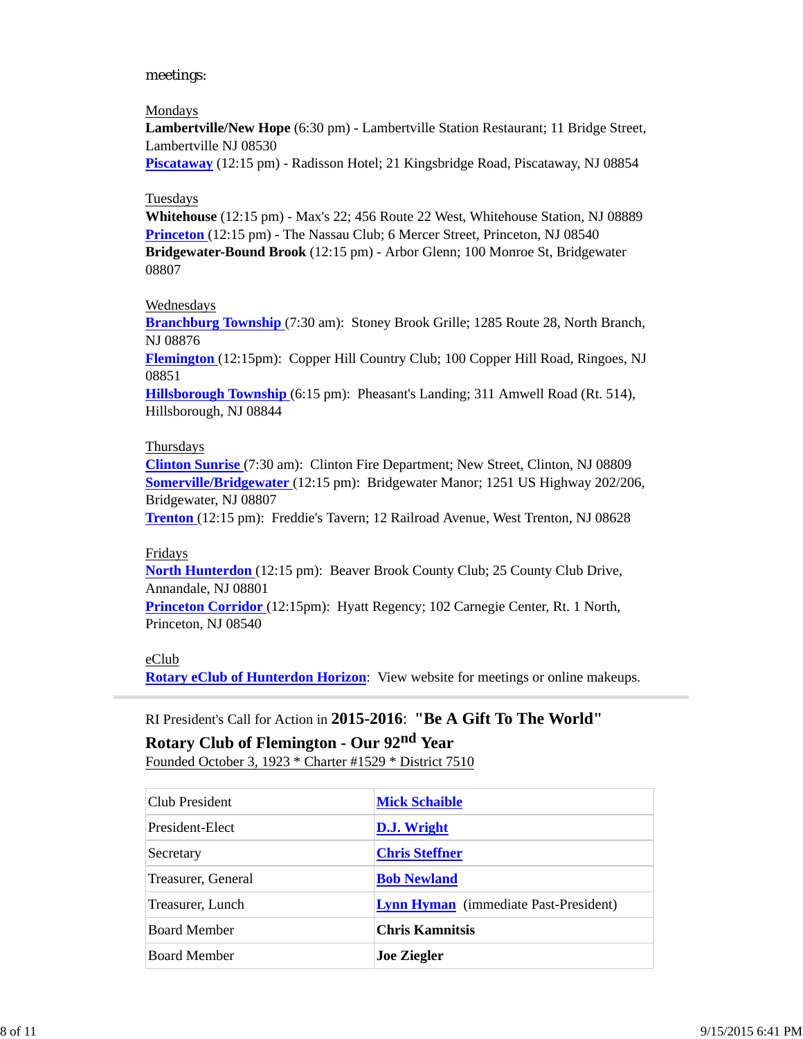meetings:

Mondays
**Lambertville/New Hope** (6:30 pm) - Lambertville Station Restaurant; 11 Bridge Street, Lambertville NJ 08530
**Piscataway** (12:15 pm) - Radisson Hotel; 21 Kingsbridge Road, Piscataway, NJ 08854

Tuesdays
**Whitehouse** (12:15 pm) - Max's 22; 456 Route 22 West, Whitehouse Station, NJ 08889
**Princeton** (12:15 pm) - The Nassau Club; 6 Mercer Street, Princeton, NJ 08540
**Bridgewater-Bound Brook** (12:15 pm) - Arbor Glenn; 100 Monroe St, Bridgewater 08807

Wednesdays
**Branchburg Township** (7:30 am): Stoney Brook Grille; 1285 Route 28, North Branch, NJ 08876
**Flemington** (12:15pm): Copper Hill Country Club; 100 Copper Hill Road, Ringoes, NJ 08851
**Hillsborough Township** (6:15 pm): Pheasant's Landing; 311 Amwell Road (Rt. 514), Hillsborough, NJ 08844

Thursdays
**Clinton Sunrise** (7:30 am): Clinton Fire Department; New Street, Clinton, NJ 08809
**Somerville/Bridgewater** (12:15 pm): Bridgewater Manor; 1251 US Highway 202/206, Bridgewater, NJ 08807
**Trenton** (12:15 pm): Freddie's Tavern; 12 Railroad Avenue, West Trenton, NJ 08628

Fridays
**North Hunterdon** (12:15 pm): Beaver Brook County Club; 25 County Club Drive, Annandale, NJ 08801
**Princeton Corridor** (12:15pm): Hyatt Regency; 102 Carnegie Center, Rt. 1 North, Princeton, NJ 08540

eClub
**Rotary eClub of Hunterdon Horizon**: View website for meetings or online makeups.

---

RI President's Call for Action in **2015-2016**: **"Be A Gift To The World"**

**Rotary Club of Flemington - Our 92nd Year**

Founded October 3, 1923 * Charter #1529 * District 7510

| | |
|---|---|
| Club President | **Mick Schaible** |
| President-Elect | **D.J. Wright** |
| Secretary | **Chris Steffner** |
| Treasurer, General | **Bob Newland** |
| Treasurer, Lunch | **Lynn Hyman** (immediate Past-President) |
| Board Member | **Chris Kamnitsis** |
| Board Member | **Joe Ziegler** |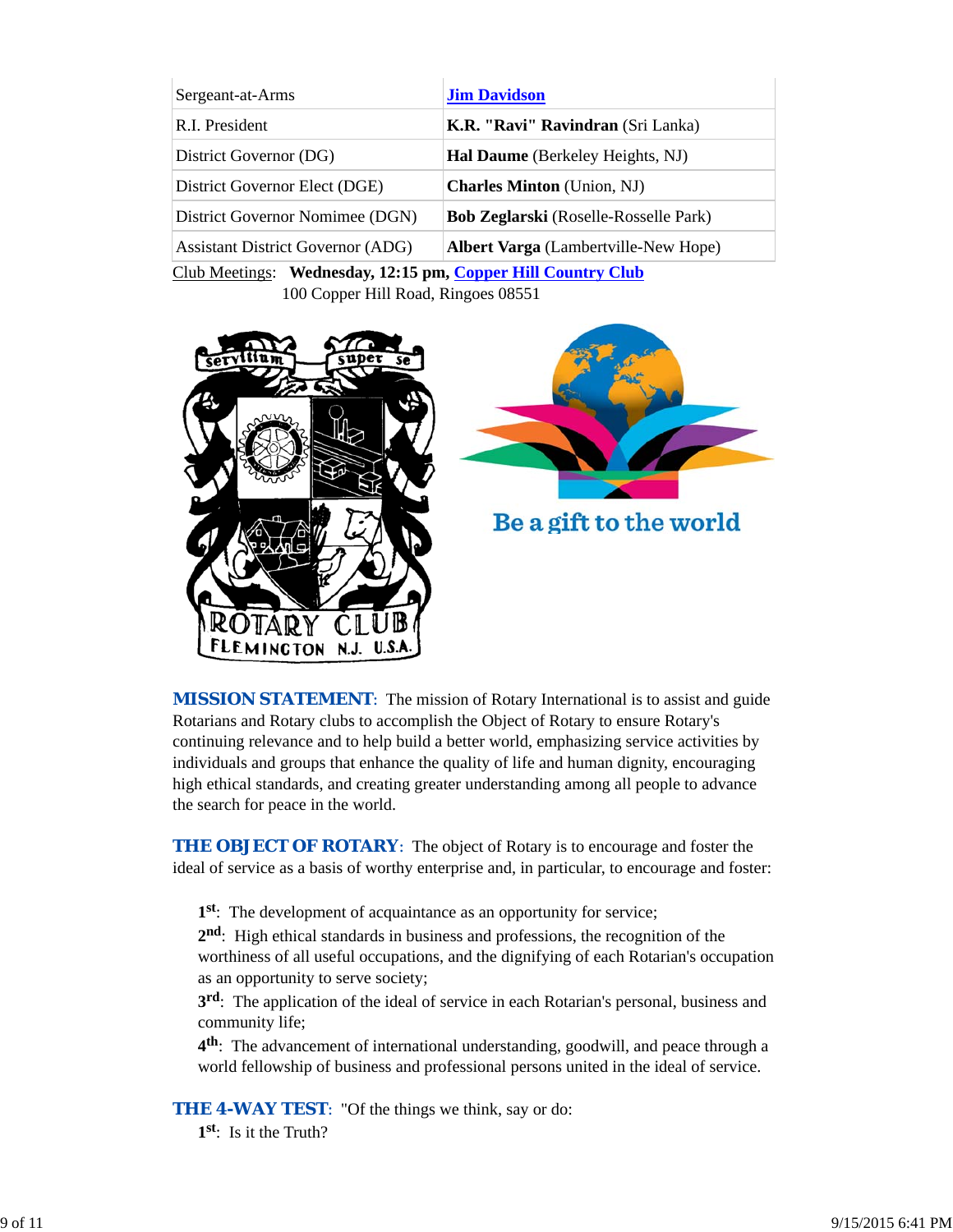| | |
|---|---|
| Sergeant-at-Arms | **Jim Davidson** |
| R.I. President | **K.R. "Ravi" Ravindran** (Sri Lanka) |
| District Governor (DG) | **Hal Daume** (Berkeley Heights, NJ) |
| District Governor Elect (DGE) | **Charles Minton** (Union, NJ) |
| District Governor Nominee (DGN) | **Bob Zeglarski** (Roselle-Rosselle Park) |
| Assistant District Governor (ADG) | **Albert Varga** (Lambertville-New Hope) |

Club Meetings: **Wednesday, 12:15 pm, Copper Hill Country Club**
100 Copper Hill Road, Ringoes 08551

**MISSION STATEMENT**: The mission of Rotary International is to assist and guide Rotarians and Rotary clubs to accomplish the Object of Rotary to ensure Rotary's continuing relevance and to help build a better world, emphasizing service activities by individuals and groups that enhance the quality of life and human dignity, encouraging high ethical standards, and creating greater understanding among all people to advance the search for peace in the world.

**THE OBJECT OF ROTARY**: The object of Rotary is to encourage and foster the ideal of service as a basis of worthy enterprise and, in particular, to encourage and foster:

**1st**: The development of acquaintance as an opportunity for service;
**2nd**: High ethical standards in business and professions, the recognition of the worthiness of all useful occupations, and the dignifying of each Rotarian's occupation as an opportunity to serve society;
**3rd**: The application of the ideal of service in each Rotarian's personal, business and community life;
**4th**: The advancement of international understanding, goodwill, and peace through a world fellowship of business and professional persons united in the ideal of service.

**THE 4-WAY TEST**: "Of the things we think, say or do:
**1st**: Is it the Truth?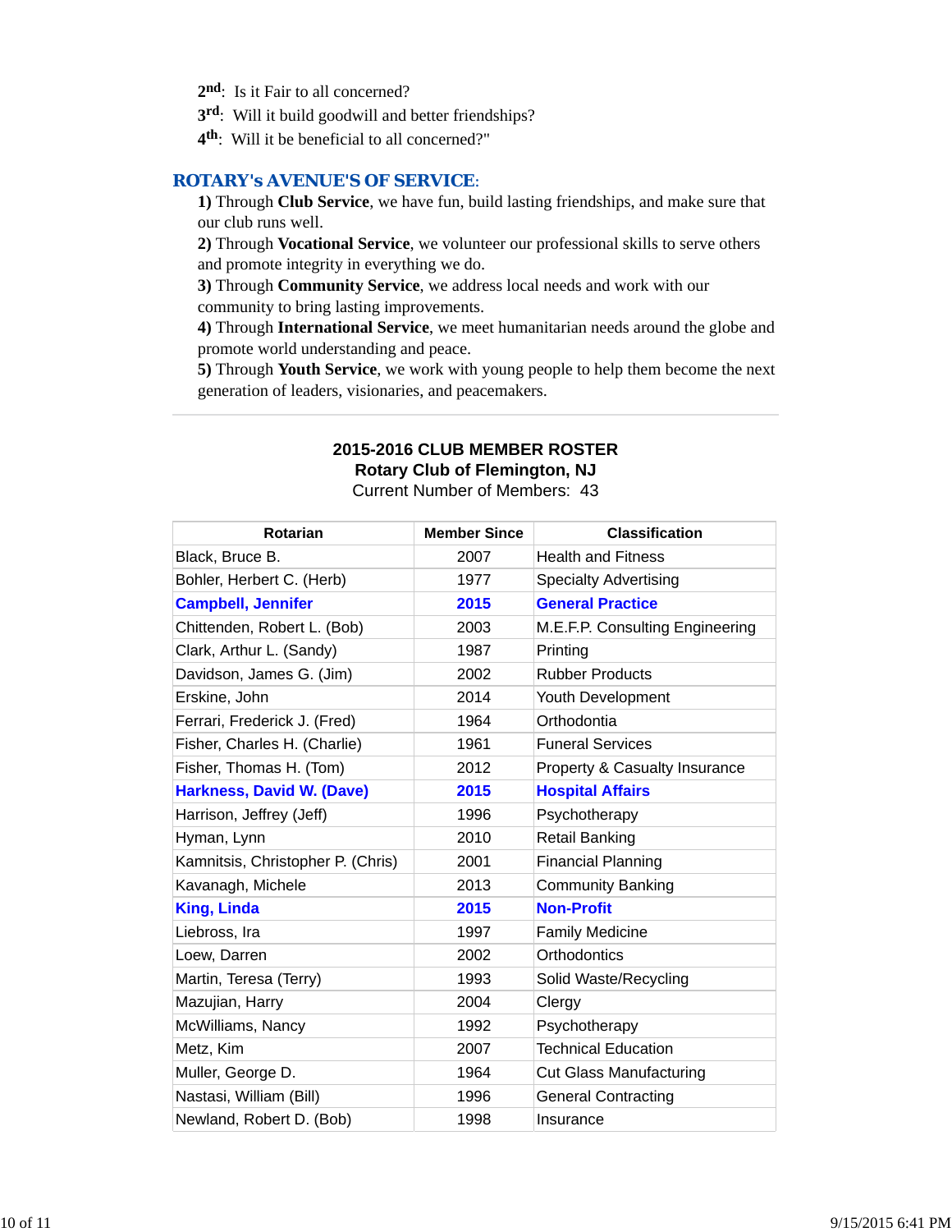2nd: Is it Fair to all concerned?
3rd: Will it build goodwill and better friendships?
4th: Will it be beneficial to all concerned?"

## ROTARY's AVENUE'S OF SERVICE:

**1)** Through **Club Service**, we have fun, build lasting friendships, and make sure that our club runs well.
**2)** Through **Vocational Service**, we volunteer our professional skills to serve others and promote integrity in everything we do.
**3)** Through **Community Service**, we address local needs and work with our community to bring lasting improvements.
**4)** Through **International Service**, we meet humanitarian needs around the globe and promote world understanding and peace.
**5)** Through **Youth Service**, we work with young people to help them become the next generation of leaders, visionaries, and peacemakers.

---

**2015-2016 CLUB MEMBER ROSTER**
**Rotary Club of Flemington, NJ**
Current Number of Members: 43

| Rotarian | Member Since | Classification |
|---|---|---|
| Black, Bruce B. | 2007 | Health and Fitness |
| Bohler, Herbert C. (Herb) | 1977 | Specialty Advertising |
| **Campbell, Jennifer** | **2015** | **General Practice** |
| Chittenden, Robert L. (Bob) | 2003 | M.E.F.P. Consulting Engineering |
| Clark, Arthur L. (Sandy) | 1987 | Printing |
| Davidson, James G. (Jim) | 2002 | Rubber Products |
| Erskine, John | 2014 | Youth Development |
| Ferrari, Frederick J. (Fred) | 1964 | Orthodontia |
| Fisher, Charles H. (Charlie) | 1961 | Funeral Services |
| Fisher, Thomas H. (Tom) | 2012 | Property & Casualty Insurance |
| **Harkness, David W. (Dave)** | **2015** | **Hospital Affairs** |
| Harrison, Jeffrey (Jeff) | 1996 | Psychotherapy |
| Hyman, Lynn | 2010 | Retail Banking |
| Kamnitsis, Christopher P. (Chris) | 2001 | Financial Planning |
| Kavanagh, Michele | 2013 | Community Banking |
| **King, Linda** | **2015** | **Non-Profit** |
| Liebross, Ira | 1997 | Family Medicine |
| Loew, Darren | 2002 | Orthodontics |
| Martin, Teresa (Terry) | 1993 | Solid Waste/Recycling |
| Mazujian, Harry | 2004 | Clergy |
| McWilliams, Nancy | 1992 | Psychotherapy |
| Metz, Kim | 2007 | Technical Education |
| Muller, George D. | 1964 | Cut Glass Manufacturing |
| Nastasi, William (Bill) | 1996 | General Contracting |
| Newland, Robert D. (Bob) | 1998 | Insurance |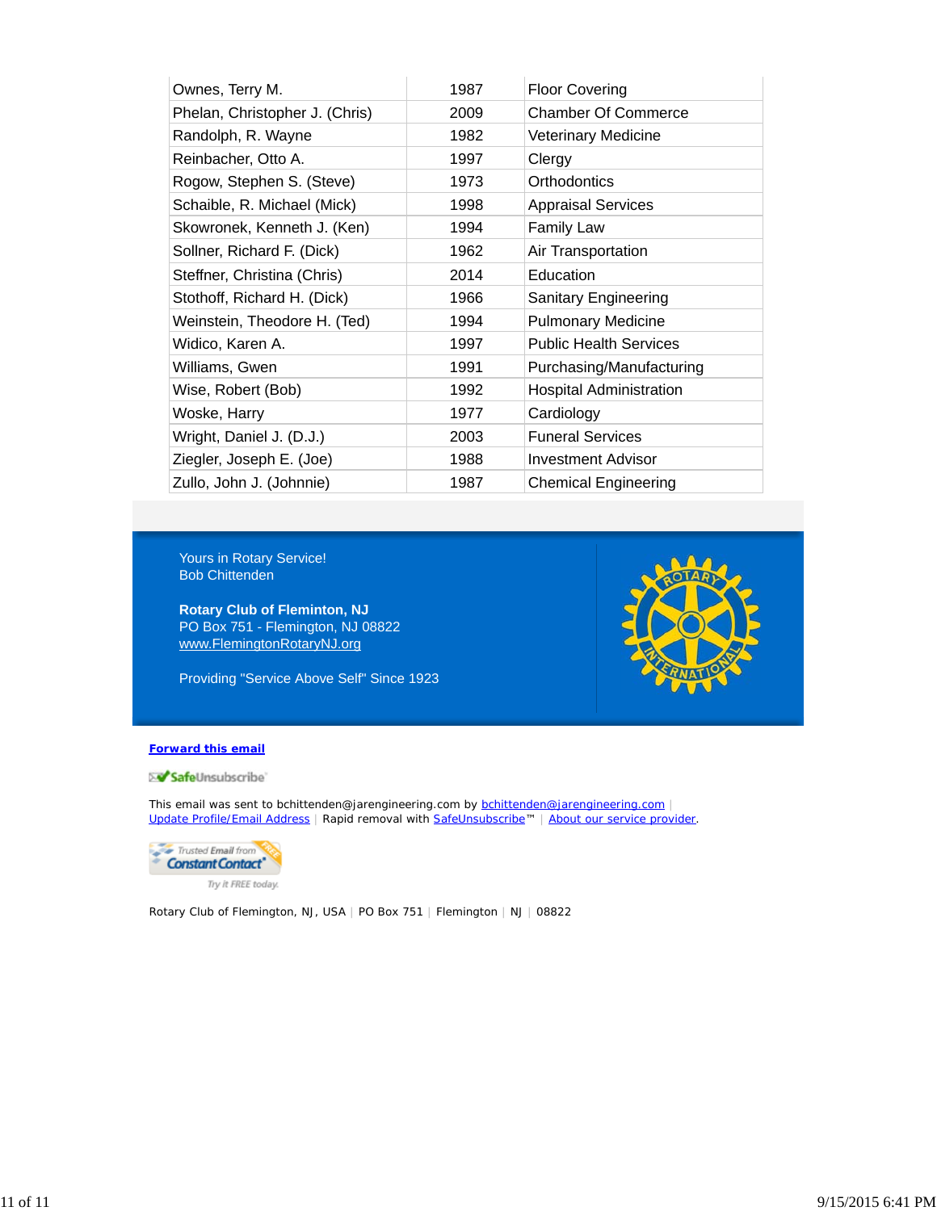| | | |
|---|---|---|
| Ownes, Terry M. | 1987 | Floor Covering |
| Phelan, Christopher J. (Chris) | 2009 | Chamber Of Commerce |
| Randolph, R. Wayne | 1982 | Veterinary Medicine |
| Reinbacher, Otto A. | 1997 | Clergy |
| Rogow, Stephen S. (Steve) | 1973 | Orthodontics |
| Schaible, R. Michael (Mick) | 1998 | Appraisal Services |
| Skowronek, Kenneth J. (Ken) | 1994 | Family Law |
| Sollner, Richard F. (Dick) | 1962 | Air Transportation |
| Steffner, Christina (Chris) | 2014 | Education |
| Stothoff, Richard H. (Dick) | 1966 | Sanitary Engineering |
| Weinstein, Theodore H. (Ted) | 1994 | Pulmonary Medicine |
| Widico, Karen A. | 1997 | Public Health Services |
| Williams, Gwen | 1991 | Purchasing/Manufacturing |
| Wise, Robert (Bob) | 1992 | Hospital Administration |
| Woske, Harry | 1977 | Cardiology |
| Wright, Daniel J. (D.J.) | 2003 | Funeral Services |
| Ziegler, Joseph E. (Joe) | 1988 | Investment Advisor |
| Zullo, John J. (Johnnie) | 1987 | Chemical Engineering |

Yours in Rotary Service!
Bob Chittenden

**Rotary Club of Fleminton, NJ**
PO Box 751 - Flemington, NJ 08822
www.FlemingtonRotaryNJ.org

Providing "Service Above Self" Since 1923

ROTARY INTERNATIONAL

**Forward this email**

SafeUnsubscribe

This email was sent to bchittenden@jarengineering.com by bchittenden@jarengineering.com | Update Profile/Email Address | Rapid removal with SafeUnsubscribe™ | About our service provider.

Trusted Email from Constant Contact FREE
Try it FREE today.

Rotary Club of Flemington, NJ, USA | PO Box 751 | Flemington | NJ | 08822